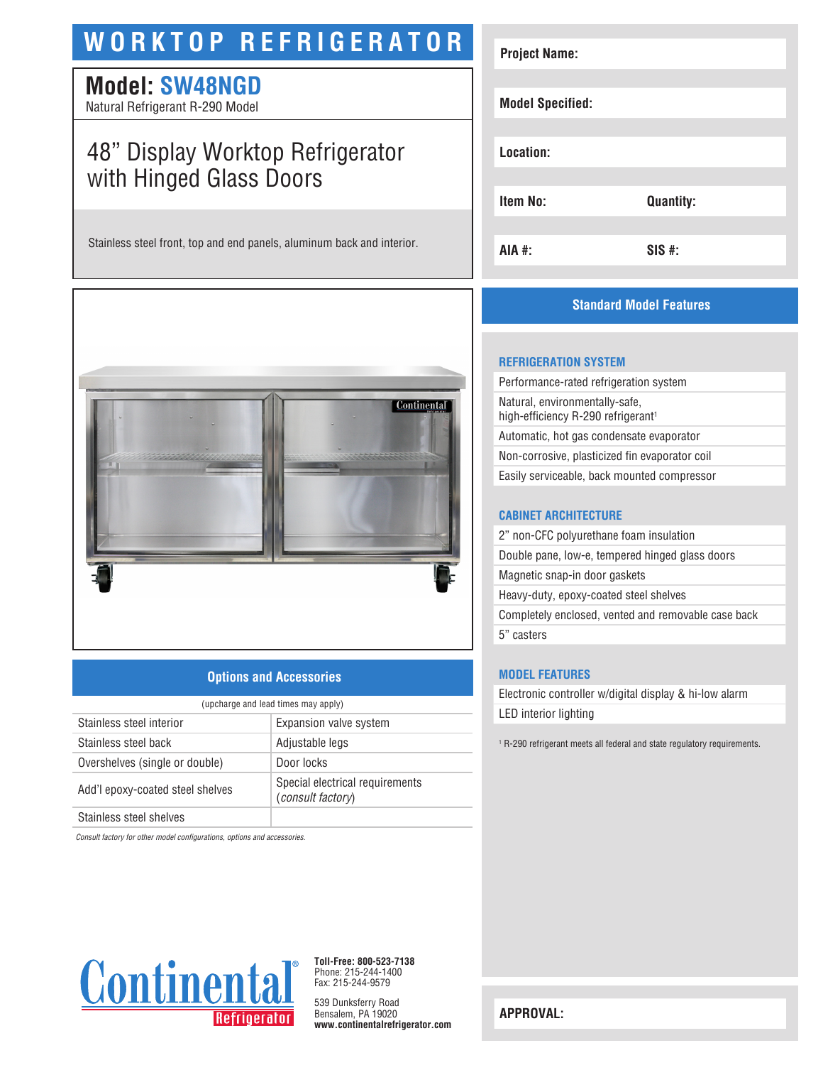# WORKTOP REFRIGERATOR

## Model: SW48NGD

Natural Refrigerant R-290 Model

## 48” Display Worktop Refrigerator with Hinged Glass Doors

Stainless steel front, top and end panels, aluminum back and interior.

| | |
|---|---|
| **Project Name:** | |
| **Model Specified:** | |
| **Location:** | |
| **Item No:** | **Quantity:** |
| **AIA #:** | **SIS #:** |

## Options and Accessories

(upcharge and lead times may apply)

| | |
|---|---|
| Stainless steel interior | Expansion valve system |
| Stainless steel back | Adjustable legs |
| Overshelves (single or double) | Door locks |
| Add’l epoxy-coated steel shelves | Special electrical requirements (*consult factory*) |
| Stainless steel shelves | |

*Consult factory for other model configurations, options and accessories.*

## Standard Model Features

### REFRIGERATION SYSTEM

- Performance-rated refrigeration system
- Natural, environmentally-safe, high-efficiency R-290 refrigerant[1]
- Automatic, hot gas condensate evaporator
- Non-corrosive, plasticized fin evaporator coil
- Easily serviceable, back mounted compressor

### CABINET ARCHITECTURE

- 2” non-CFC polyurethane foam insulation
- Double pane, low-e, tempered hinged glass doors
- Magnetic snap-in door gaskets
- Heavy-duty, epoxy-coated steel shelves
- Completely enclosed, vented and removable case back
- 5” casters

### MODEL FEATURES

- Electronic controller w/digital display & hi-low alarm
- LED interior lighting

[1] R-290 refrigerant meets all federal and state regulatory requirements.

**Continental Refrigerator**

**Toll-Free: 800-523-7138**
Phone: 215-244-1400
Fax: 215-244-9579

539 Dunksferry Road
Bensalem, PA 19020
**www.continentalrefrigerator.com**

**APPROVAL:**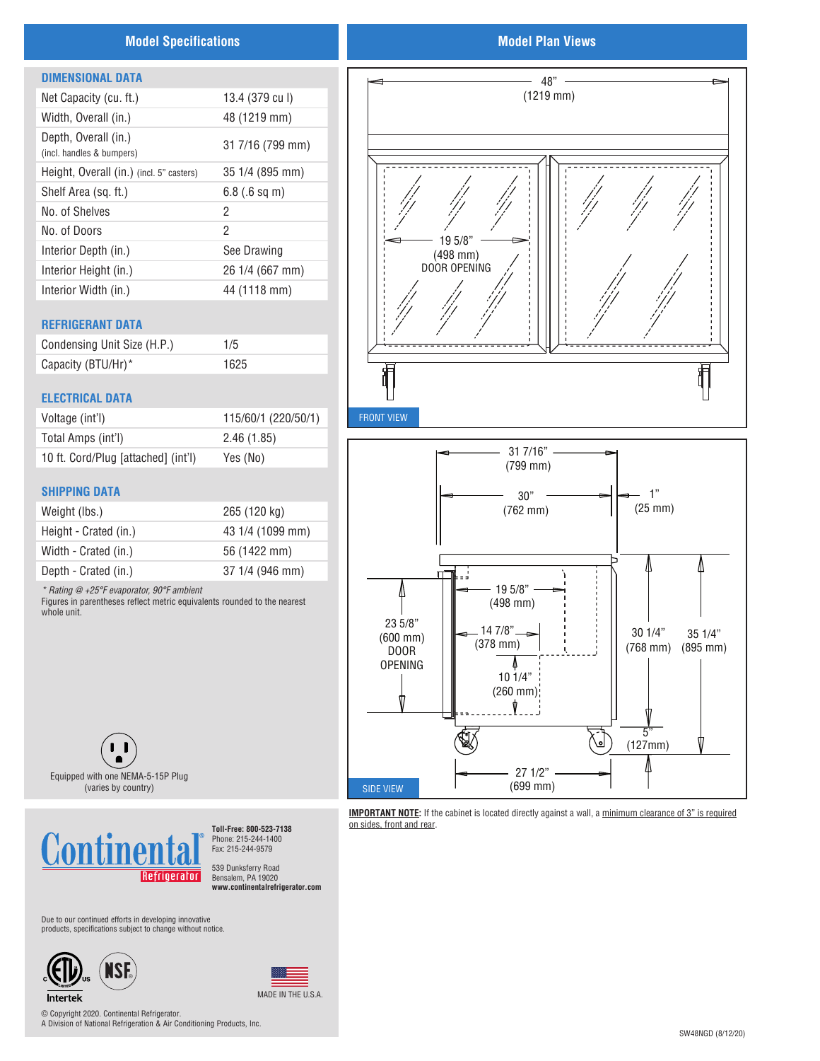## Model Specifications

### DIMENSIONAL DATA

| | |
|---|---|
| Net Capacity (cu. ft.) | 13.4 (379 cu l) |
| Width, Overall (in.) | 48 (1219 mm) |
| Depth, Overall (in.) (incl. handles & bumpers) | 31 7/16 (799 mm) |
| Height, Overall (in.) (incl. 5" casters) | 35 1/4 (895 mm) |
| Shelf Area (sq. ft.) | 6.8 (.6 sq m) |
| No. of Shelves | 2 |
| No. of Doors | 2 |
| Interior Depth (in.) | See Drawing |
| Interior Height (in.) | 26 1/4 (667 mm) |
| Interior Width (in.) | 44 (1118 mm) |

### REFRIGERANT DATA

| | |
|---|---|
| Condensing Unit Size (H.P.) | 1/5 |
| Capacity (BTU/Hr)* | 1625 |

### ELECTRICAL DATA

| | |
|---|---|
| Voltage (int'l) | 115/60/1 (220/50/1) |
| Total Amps (int'l) | 2.46 (1.85) |
| 10 ft. Cord/Plug [attached] (int'l) | Yes (No) |

### SHIPPING DATA

| | |
|---|---|
| Weight (lbs.) | 265 (120 kg) |
| Height - Crated (in.) | 43 1/4 (1099 mm) |
| Width - Crated (in.) | 56 (1422 mm) |
| Depth - Crated (in.) | 37 1/4 (946 mm) |

*\* Rating @ +25°F evaporator, 90°F ambient*

Figures in parentheses reflect metric equivalents rounded to the nearest whole unit.

Equipped with one NEMA-5-15P Plug (varies by country)

**Continental Refrigerator**

**Toll-Free: 800-523-7138**
Phone: 215-244-1400
Fax: 215-244-9579

539 Dunksferry Road
Bensalem, PA 19020
**www.continentalrefrigerator.com**

Due to our continued efforts in developing innovative products, specifications subject to change without notice.

Intertek

MADE IN THE U.S.A.

© Copyright 2020. Continental Refrigerator.
A Division of National Refrigeration & Air Conditioning Products, Inc.

## Model Plan Views

FRONT VIEW

48" (1219 mm)

19 5/8" (498 mm) DOOR OPENING

SIDE VIEW

31 7/16" (799 mm)

30" (762 mm)

1" (25 mm)

19 5/8" (498 mm)

23 5/8" (600 mm) DOOR OPENING

14 7/8" (378 mm)

10 1/4" (260 mm)

30 1/4" (768 mm)

35 1/4" (895 mm)

5" (127mm)

27 1/2" (699 mm)

**IMPORTANT NOTE:** If the cabinet is located directly against a wall, a minimum clearance of 3" is required on sides, front and rear.

SW48NGD (8/12/20)